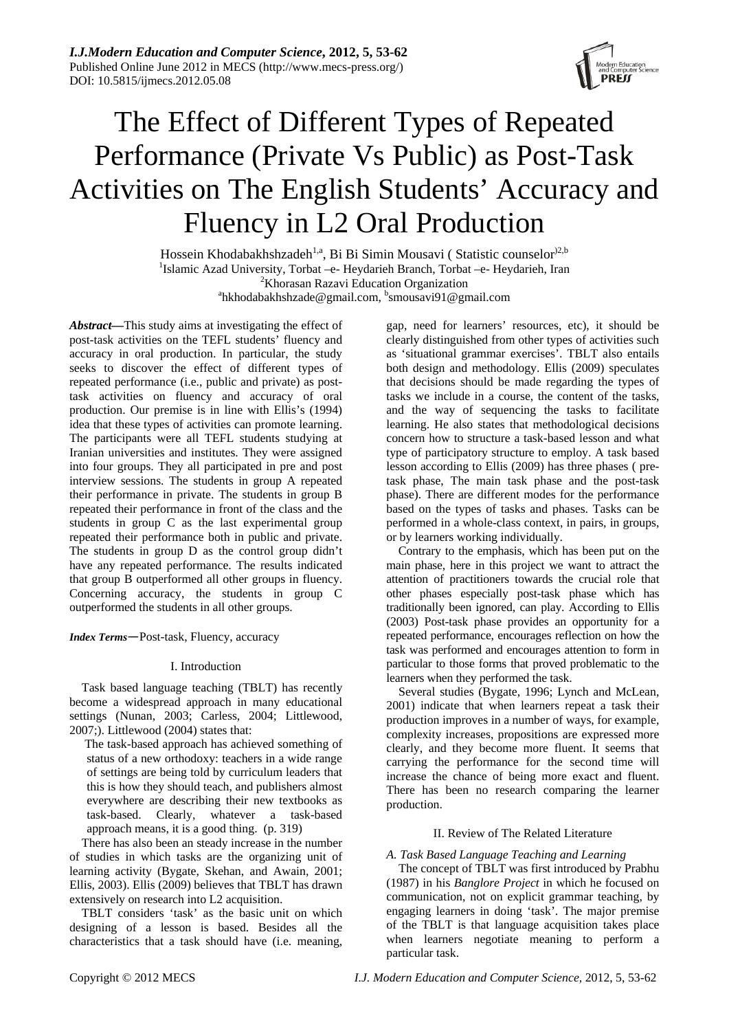# The Effect of Different Types of Repeated Performance (Private Vs Public) as Post-Task Activities on The English Students' Accuracy and Fluency in L2 Oral Production

Hossein Khodabakhshzadeh[1,a], Bi Bi Simin Mousavi ( Statistic counselor)[2,b]

[1]Islamic Azad University, Torbat –e- Heydarieh Branch, Torbat –e- Heydarieh, Iran
[2]Khorasan Razavi Education Organization
[a]hkhodabakhshzade@gmail.com, [b]smousavi91@gmail.com

***Abstract*—**This study aims at investigating the effect of post-task activities on the TEFL students' fluency and accuracy in oral production. In particular, the study seeks to discover the effect of different types of repeated performance (i.e., public and private) as post-task activities on fluency and accuracy of oral production. Our premise is in line with Ellis's (1994) idea that these types of activities can promote learning. The participants were all TEFL students studying at Iranian universities and institutes. They were assigned into four groups. They all participated in pre and post interview sessions. The students in group A repeated their performance in private. The students in group B repeated their performance in front of the class and the students in group C as the last experimental group repeated their performance both in public and private. The students in group D as the control group didn't have any repeated performance. The results indicated that group B outperformed all other groups in fluency. Concerning accuracy, the students in group C outperformed the students in all other groups.

***Index Terms*—**Post-task, Fluency, accuracy

## I. Introduction

Task based language teaching (TBLT) has recently become a widespread approach in many educational settings (Nunan, 2003; Carless, 2004; Littlewood, 2007;). Littlewood (2004) states that:

> The task-based approach has achieved something of status of a new orthodoxy: teachers in a wide range of settings are being told by curriculum leaders that this is how they should teach, and publishers almost everywhere are describing their new textbooks as task-based. Clearly, whatever a task-based approach means, it is a good thing. (p. 319)

There has also been an steady increase in the number of studies in which tasks are the organizing unit of learning activity (Bygate, Skehan, and Awain, 2001; Ellis, 2003). Ellis (2009) believes that TBLT has drawn extensively on research into L2 acquisition.

TBLT considers 'task' as the basic unit on which designing of a lesson is based. Besides all the characteristics that a task should have (i.e. meaning, gap, need for learners' resources, etc), it should be clearly distinguished from other types of activities such as 'situational grammar exercises'. TBLT also entails both design and methodology. Ellis (2009) speculates that decisions should be made regarding the types of tasks we include in a course, the content of the tasks, and the way of sequencing the tasks to facilitate learning. He also states that methodological decisions concern how to structure a task-based lesson and what type of participatory structure to employ. A task based lesson according to Ellis (2009) has three phases ( pre-task phase, The main task phase and the post-task phase). There are different modes for the performance based on the types of tasks and phases. Tasks can be performed in a whole-class context, in pairs, in groups, or by learners working individually.

Contrary to the emphasis, which has been put on the main phase, here in this project we want to attract the attention of practitioners towards the crucial role that other phases especially post-task phase which has traditionally been ignored, can play. According to Ellis (2003) Post-task phase provides an opportunity for a repeated performance, encourages reflection on how the task was performed and encourages attention to form in particular to those forms that proved problematic to the learners when they performed the task.

Several studies (Bygate, 1996; Lynch and McLean, 2001) indicate that when learners repeat a task their production improves in a number of ways, for example, complexity increases, propositions are expressed more clearly, and they become more fluent. It seems that carrying the performance for the second time will increase the chance of being more exact and fluent. There has been no research comparing the learner production.

## II. Review of The Related Literature

### *A. Task Based Language Teaching and Learning*

The concept of TBLT was first introduced by Prabhu (1987) in his *Banglore Project* in which he focused on communication, not on explicit grammar teaching, by engaging learners in doing 'task'. The major premise of the TBLT is that language acquisition takes place when learners negotiate meaning to perform a particular task.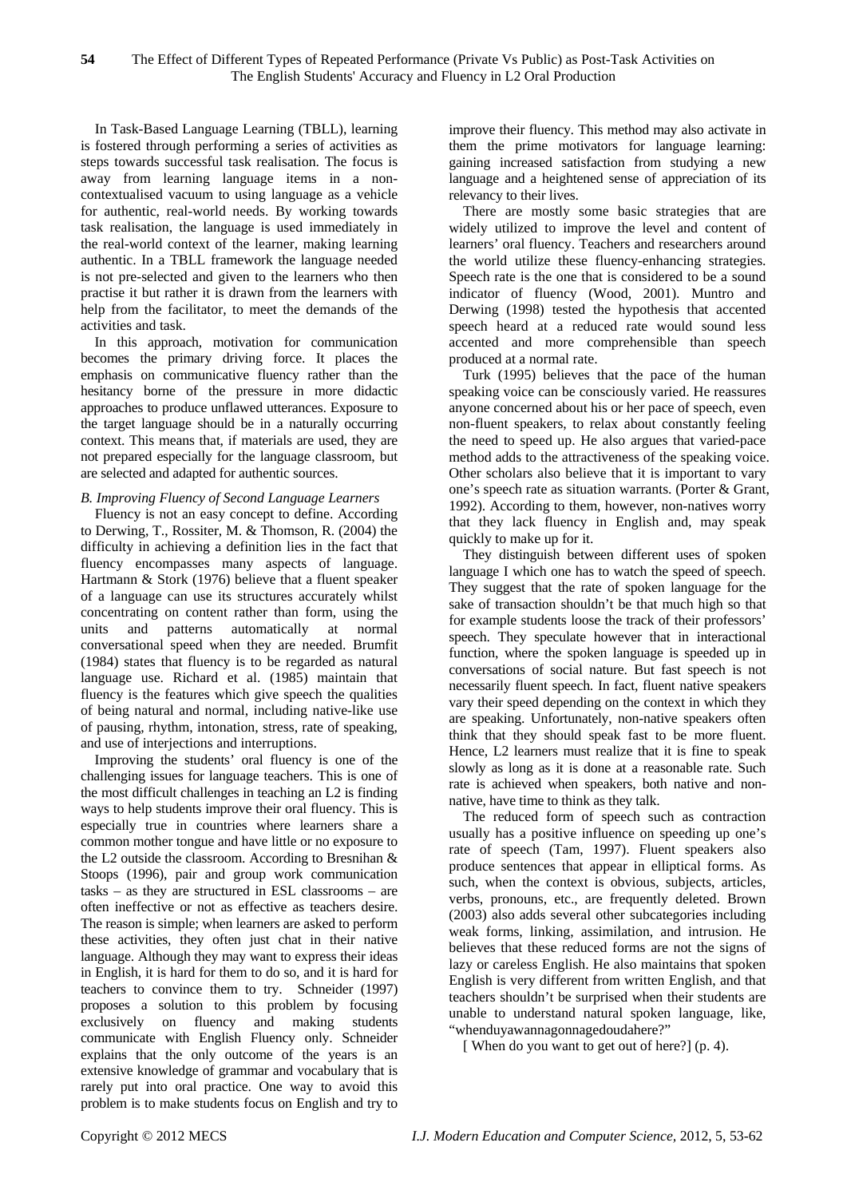In Task-Based Language Learning (TBLL), learning is fostered through performing a series of activities as steps towards successful task realisation. The focus is away from learning language items in a non-contextualised vacuum to using language as a vehicle for authentic, real-world needs. By working towards task realisation, the language is used immediately in the real-world context of the learner, making learning authentic. In a TBLL framework the language needed is not pre-selected and given to the learners who then practise it but rather it is drawn from the learners with help from the facilitator, to meet the demands of the activities and task.

In this approach, motivation for communication becomes the primary driving force. It places the emphasis on communicative fluency rather than the hesitancy borne of the pressure in more didactic approaches to produce unflawed utterances. Exposure to the target language should be in a naturally occurring context. This means that, if materials are used, they are not prepared especially for the language classroom, but are selected and adapted for authentic sources.

*B. Improving Fluency of Second Language Learners*

Fluency is not an easy concept to define. According to Derwing, T., Rossiter, M. & Thomson, R. (2004) the difficulty in achieving a definition lies in the fact that fluency encompasses many aspects of language. Hartmann & Stork (1976) believe that a fluent speaker of a language can use its structures accurately whilst concentrating on content rather than form, using the units and patterns automatically at normal conversational speed when they are needed. Brumfit (1984) states that fluency is to be regarded as natural language use. Richard et al. (1985) maintain that fluency is the features which give speech the qualities of being natural and normal, including native-like use of pausing, rhythm, intonation, stress, rate of speaking, and use of interjections and interruptions.

Improving the students' oral fluency is one of the challenging issues for language teachers. This is one of the most difficult challenges in teaching an L2 is finding ways to help students improve their oral fluency. This is especially true in countries where learners share a common mother tongue and have little or no exposure to the L2 outside the classroom. According to Bresnihan & Stoops (1996), pair and group work communication tasks – as they are structured in ESL classrooms – are often ineffective or not as effective as teachers desire. The reason is simple; when learners are asked to perform these activities, they often just chat in their native language. Although they may want to express their ideas in English, it is hard for them to do so, and it is hard for teachers to convince them to try. Schneider (1997) proposes a solution to this problem by focusing exclusively on fluency and making students communicate with English Fluency only. Schneider explains that the only outcome of the years is an extensive knowledge of grammar and vocabulary that is rarely put into oral practice. One way to avoid this problem is to make students focus on English and try to improve their fluency. This method may also activate in them the prime motivators for language learning: gaining increased satisfaction from studying a new language and a heightened sense of appreciation of its relevancy to their lives.

There are mostly some basic strategies that are widely utilized to improve the level and content of learners' oral fluency. Teachers and researchers around the world utilize these fluency-enhancing strategies. Speech rate is the one that is considered to be a sound indicator of fluency (Wood, 2001). Muntro and Derwing (1998) tested the hypothesis that accented speech heard at a reduced rate would sound less accented and more comprehensible than speech produced at a normal rate.

Turk (1995) believes that the pace of the human speaking voice can be consciously varied. He reassures anyone concerned about his or her pace of speech, even non-fluent speakers, to relax about constantly feeling the need to speed up. He also argues that varied-pace method adds to the attractiveness of the speaking voice. Other scholars also believe that it is important to vary one's speech rate as situation warrants. (Porter & Grant, 1992). According to them, however, non-natives worry that they lack fluency in English and, may speak quickly to make up for it.

They distinguish between different uses of spoken language I which one has to watch the speed of speech. They suggest that the rate of spoken language for the sake of transaction shouldn't be that much high so that for example students loose the track of their professors' speech. They speculate however that in interactional function, where the spoken language is speeded up in conversations of social nature. But fast speech is not necessarily fluent speech. In fact, fluent native speakers vary their speed depending on the context in which they are speaking. Unfortunately, non-native speakers often think that they should speak fast to be more fluent. Hence, L2 learners must realize that it is fine to speak slowly as long as it is done at a reasonable rate. Such rate is achieved when speakers, both native and non-native, have time to think as they talk.

The reduced form of speech such as contraction usually has a positive influence on speeding up one's rate of speech (Tam, 1997). Fluent speakers also produce sentences that appear in elliptical forms. As such, when the context is obvious, subjects, articles, verbs, pronouns, etc., are frequently deleted. Brown (2003) also adds several other subcategories including weak forms, linking, assimilation, and intrusion. He believes that these reduced forms are not the signs of lazy or careless English. He also maintains that spoken English is very different from written English, and that teachers shouldn't be surprised when their students are unable to understand natural spoken language, like, "whenduyawannagonnagedoudahere?"

[ When do you want to get out of here?] (p. 4).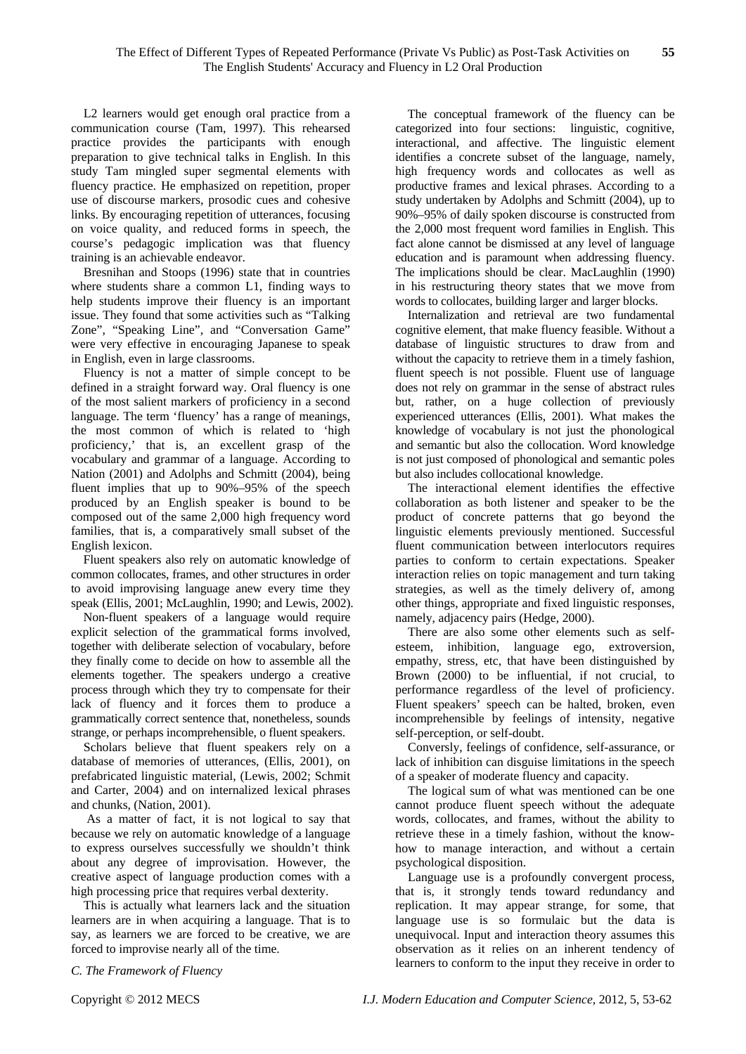L2 learners would get enough oral practice from a communication course (Tam, 1997). This rehearsed practice provides the participants with enough preparation to give technical talks in English. In this study Tam mingled super segmental elements with fluency practice. He emphasized on repetition, proper use of discourse markers, prosodic cues and cohesive links. By encouraging repetition of utterances, focusing on voice quality, and reduced forms in speech, the course's pedagogic implication was that fluency training is an achievable endeavor.

Bresnihan and Stoops (1996) state that in countries where students share a common L1, finding ways to help students improve their fluency is an important issue. They found that some activities such as "Talking Zone", "Speaking Line", and "Conversation Game" were very effective in encouraging Japanese to speak in English, even in large classrooms.

Fluency is not a matter of simple concept to be defined in a straight forward way. Oral fluency is one of the most salient markers of proficiency in a second language. The term 'fluency' has a range of meanings, the most common of which is related to 'high proficiency,' that is, an excellent grasp of the vocabulary and grammar of a language. According to Nation (2001) and Adolphs and Schmitt (2004), being fluent implies that up to 90%–95% of the speech produced by an English speaker is bound to be composed out of the same 2,000 high frequency word families, that is, a comparatively small subset of the English lexicon.

Fluent speakers also rely on automatic knowledge of common collocates, frames, and other structures in order to avoid improvising language anew every time they speak (Ellis, 2001; McLaughlin, 1990; and Lewis, 2002).

Non-fluent speakers of a language would require explicit selection of the grammatical forms involved, together with deliberate selection of vocabulary, before they finally come to decide on how to assemble all the elements together. The speakers undergo a creative process through which they try to compensate for their lack of fluency and it forces them to produce a grammatically correct sentence that, nonetheless, sounds strange, or perhaps incomprehensible, o fluent speakers.

Scholars believe that fluent speakers rely on a database of memories of utterances, (Ellis, 2001), on prefabricated linguistic material, (Lewis, 2002; Schmit and Carter, 2004) and on internalized lexical phrases and chunks, (Nation, 2001).

As a matter of fact, it is not logical to say that because we rely on automatic knowledge of a language to express ourselves successfully we shouldn't think about any degree of improvisation. However, the creative aspect of language production comes with a high processing price that requires verbal dexterity.

This is actually what learners lack and the situation learners are in when acquiring a language. That is to say, as learners we are forced to be creative, we are forced to improvise nearly all of the time.

### *C. The Framework of Fluency*

The conceptual framework of the fluency can be categorized into four sections: linguistic, cognitive, interactional, and affective. The linguistic element identifies a concrete subset of the language, namely, high frequency words and collocates as well as productive frames and lexical phrases. According to a study undertaken by Adolphs and Schmitt (2004), up to 90%–95% of daily spoken discourse is constructed from the 2,000 most frequent word families in English. This fact alone cannot be dismissed at any level of language education and is paramount when addressing fluency. The implications should be clear. MacLaughlin (1990) in his restructuring theory states that we move from words to collocates, building larger and larger blocks.

Internalization and retrieval are two fundamental cognitive element, that make fluency feasible. Without a database of linguistic structures to draw from and without the capacity to retrieve them in a timely fashion, fluent speech is not possible. Fluent use of language does not rely on grammar in the sense of abstract rules but, rather, on a huge collection of previously experienced utterances (Ellis, 2001). What makes the knowledge of vocabulary is not just the phonological and semantic but also the collocation. Word knowledge is not just composed of phonological and semantic poles but also includes collocational knowledge.

The interactional element identifies the effective collaboration as both listener and speaker to be the product of concrete patterns that go beyond the linguistic elements previously mentioned. Successful fluent communication between interlocutors requires parties to conform to certain expectations. Speaker interaction relies on topic management and turn taking strategies, as well as the timely delivery of, among other things, appropriate and fixed linguistic responses, namely, adjacency pairs (Hedge, 2000).

There are also some other elements such as self-esteem, inhibition, language ego, extroversion, empathy, stress, etc, that have been distinguished by Brown (2000) to be influential, if not crucial, to performance regardless of the level of proficiency. Fluent speakers' speech can be halted, broken, even incomprehensible by feelings of intensity, negative self-perception, or self-doubt.

Conversely, feelings of confidence, self-assurance, or lack of inhibition can disguise limitations in the speech of a speaker of moderate fluency and capacity.

The logical sum of what was mentioned can be one cannot produce fluent speech without the adequate words, collocates, and frames, without the ability to retrieve these in a timely fashion, without the know-how to manage interaction, and without a certain psychological disposition.

Language use is a profoundly convergent process, that is, it strongly tends toward redundancy and replication. It may appear strange, for some, that language use is so formulaic but the data is unequivocal. Input and interaction theory assumes this observation as it relies on an inherent tendency of learners to conform to the input they receive in order to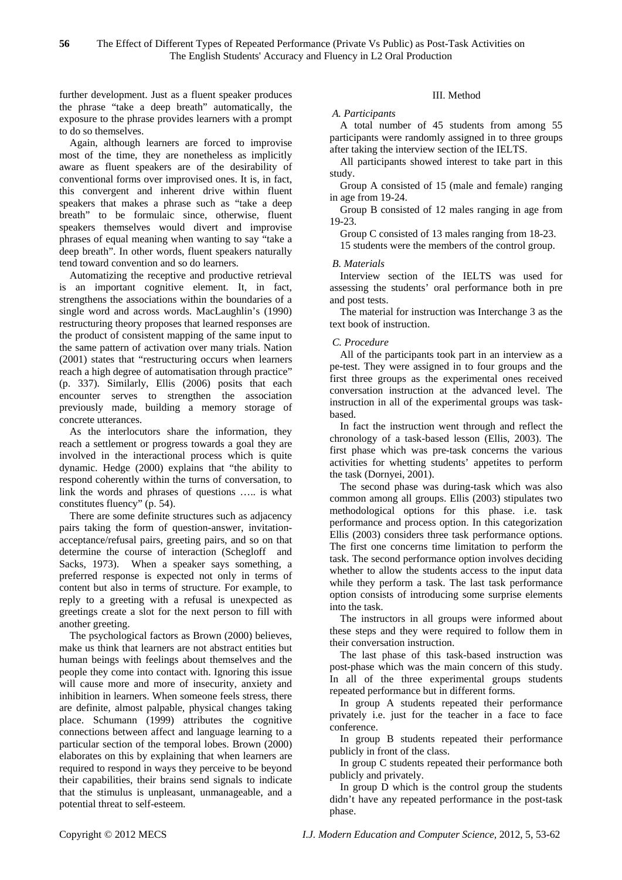further development. Just as a fluent speaker produces the phrase "take a deep breath" automatically, the exposure to the phrase provides learners with a prompt to do so themselves.

Again, although learners are forced to improvise most of the time, they are nonetheless as implicitly aware as fluent speakers are of the desirability of conventional forms over improvised ones. It is, in fact, this convergent and inherent drive within fluent speakers that makes a phrase such as "take a deep breath" to be formulaic since, otherwise, fluent speakers themselves would divert and improvise phrases of equal meaning when wanting to say "take a deep breath". In other words, fluent speakers naturally tend toward convention and so do learners.

Automatizing the receptive and productive retrieval is an important cognitive element. It, in fact, strengthens the associations within the boundaries of a single word and across words. MacLaughlin's (1990) restructuring theory proposes that learned responses are the product of consistent mapping of the same input to the same pattern of activation over many trials. Nation (2001) states that "restructuring occurs when learners reach a high degree of automatisation through practice" (p. 337). Similarly, Ellis (2006) posits that each encounter serves to strengthen the association previously made, building a memory storage of concrete utterances.

As the interlocutors share the information, they reach a settlement or progress towards a goal they are involved in the interactional process which is quite dynamic. Hedge (2000) explains that "the ability to respond coherently within the turns of conversation, to link the words and phrases of questions ….. is what constitutes fluency" (p. 54).

There are some definite structures such as adjacency pairs taking the form of question-answer, invitation-acceptance/refusal pairs, greeting pairs, and so on that determine the course of interaction (Schegloff and Sacks, 1973). When a speaker says something, a preferred response is expected not only in terms of content but also in terms of structure. For example, to reply to a greeting with a refusal is unexpected as greetings create a slot for the next person to fill with another greeting.

The psychological factors as Brown (2000) believes, make us think that learners are not abstract entities but human beings with feelings about themselves and the people they come into contact with. Ignoring this issue will cause more and more of insecurity, anxiety and inhibition in learners. When someone feels stress, there are definite, almost palpable, physical changes taking place. Schumann (1999) attributes the cognitive connections between affect and language learning to a particular section of the temporal lobes. Brown (2000) elaborates on this by explaining that when learners are required to respond in ways they perceive to be beyond their capabilities, their brains send signals to indicate that the stimulus is unpleasant, unmanageable, and a potential threat to self-esteem.

## III. Method

### *A. Participants*

A total number of 45 students from among 55 participants were randomly assigned in to three groups after taking the interview section of the IELTS.

All participants showed interest to take part in this study.

Group A consisted of 15 (male and female) ranging in age from 19-24.

Group B consisted of 12 males ranging in age from 19-23.

Group C consisted of 13 males ranging from 18-23.

15 students were the members of the control group.

### *B. Materials*

Interview section of the IELTS was used for assessing the students' oral performance both in pre and post tests.

The material for instruction was Interchange 3 as the text book of instruction.

### *C. Procedure*

All of the participants took part in an interview as a pe-test. They were assigned in to four groups and the first three groups as the experimental ones received conversation instruction at the advanced level. The instruction in all of the experimental groups was task-based.

In fact the instruction went through and reflect the chronology of a task-based lesson (Ellis, 2003). The first phase which was pre-task concerns the various activities for whetting students' appetites to perform the task (Dornyei, 2001).

The second phase was during-task which was also common among all groups. Ellis (2003) stipulates two methodological options for this phase. i.e. task performance and process option. In this categorization Ellis (2003) considers three task performance options. The first one concerns time limitation to perform the task. The second performance option involves deciding whether to allow the students access to the input data while they perform a task. The last task performance option consists of introducing some surprise elements into the task.

The instructors in all groups were informed about these steps and they were required to follow them in their conversation instruction.

The last phase of this task-based instruction was post-phase which was the main concern of this study. In all of the three experimental groups students repeated performance but in different forms.

In group A students repeated their performance privately i.e. just for the teacher in a face to face conference.

In group B students repeated their performance publicly in front of the class.

In group C students repeated their performance both publicly and privately.

In group D which is the control group the students didn't have any repeated performance in the post-task phase.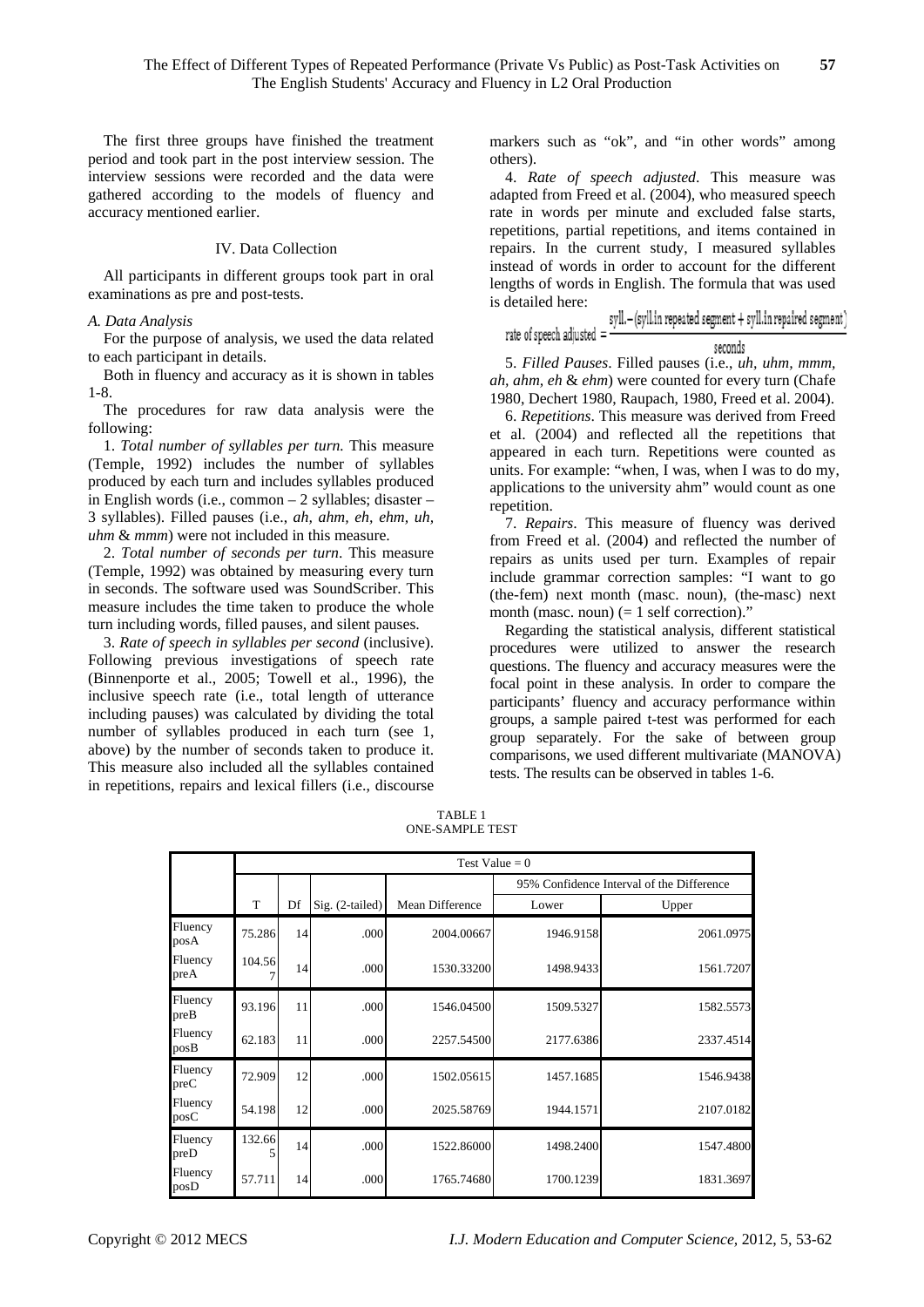The first three groups have finished the treatment period and took part in the post interview session. The interview sessions were recorded and the data were gathered according to the models of fluency and accuracy mentioned earlier.

## IV. Data Collection

All participants in different groups took part in oral examinations as pre and post-tests.

### *A. Data Analysis*

For the purpose of analysis, we used the data related to each participant in details.

Both in fluency and accuracy as it is shown in tables 1-8.

The procedures for raw data analysis were the following:

1. *Total number of syllables per turn.* This measure (Temple, 1992) includes the number of syllables produced by each turn and includes syllables produced in English words (i.e., common – 2 syllables; disaster – 3 syllables). Filled pauses (i.e., *ah, ahm, eh, ehm, uh, uhm* & *mmm*) were not included in this measure.

2. *Total number of seconds per turn*. This measure (Temple, 1992) was obtained by measuring every turn in seconds. The software used was SoundScriber. This measure includes the time taken to produce the whole turn including words, filled pauses, and silent pauses.

3. *Rate of speech in syllables per second* (inclusive). Following previous investigations of speech rate (Binnenporte et al., 2005; Towell et al., 1996), the inclusive speech rate (i.e., total length of utterance including pauses) was calculated by dividing the total number of syllables produced in each turn (see 1, above) by the number of seconds taken to produce it. This measure also included all the syllables contained in repetitions, repairs and lexical fillers (i.e., discourse markers such as "ok", and "in other words" among others).

4. *Rate of speech adjusted*. This measure was adapted from Freed et al. (2004), who measured speech rate in words per minute and excluded false starts, repetitions, partial repetitions, and items contained in repairs. In the current study, I measured syllables instead of words in order to account for the different lengths of words in English. The formula that was used is detailed here:

$$\text{rate of speech adjusted} = \frac{\text{syll.} - (\text{syll.in repeated segment} + \text{syll.in repaired segment})}{\text{seconds}}$$

5. *Filled Pauses*. Filled pauses (i.e., *uh, uhm, mmm, ah, ahm, eh* & *ehm*) were counted for every turn (Chafe 1980, Dechert 1980, Raupach, 1980, Freed et al. 2004).

6. *Repetitions*. This measure was derived from Freed et al. (2004) and reflected all the repetitions that appeared in each turn. Repetitions were counted as units. For example: "when, I was, when I was to do my, applications to the university ahm" would count as one repetition.

7. *Repairs*. This measure of fluency was derived from Freed et al. (2004) and reflected the number of repairs as units used per turn. Examples of repair include grammar correction samples: "I want to go (the-fem) next month (masc. noun), (the-masc) next month (masc. noun) (= 1 self correction)."

Regarding the statistical analysis, different statistical procedures were utilized to answer the research questions. The fluency and accuracy measures were the focal point in these analysis. In order to compare the participants' fluency and accuracy performance within groups, a sample paired t-test was performed for each group separately. For the sake of between group comparisons, we used different multivariate (MANOVA) tests. The results can be observed in tables 1-6.

TABLE 1
ONE-SAMPLE TEST

| | Test Value = 0 | | | | | |
|---|---|---|---|---|---|---|
| | | | | | 95% Confidence Interval of the Difference | |
| | T | Df | Sig. (2-tailed) | Mean Difference | Lower | Upper |
| Fluency posA | 75.286 | 14 | .000 | 2004.00667 | 1946.9158 | 2061.0975 |
| Fluency preA | 104.567 | 14 | .000 | 1530.33200 | 1498.9433 | 1561.7207 |
| Fluency preB | 93.196 | 11 | .000 | 1546.04500 | 1509.5327 | 1582.5573 |
| Fluency posB | 62.183 | 11 | .000 | 2257.54500 | 2177.6386 | 2337.4514 |
| Fluency preC | 72.909 | 12 | .000 | 1502.05615 | 1457.1685 | 1546.9438 |
| Fluency posC | 54.198 | 12 | .000 | 2025.58769 | 1944.1571 | 2107.0182 |
| Fluency preD | 132.665 | 14 | .000 | 1522.86000 | 1498.2400 | 1547.4800 |
| Fluency posD | 57.711 | 14 | .000 | 1765.74680 | 1700.1239 | 1831.3697 |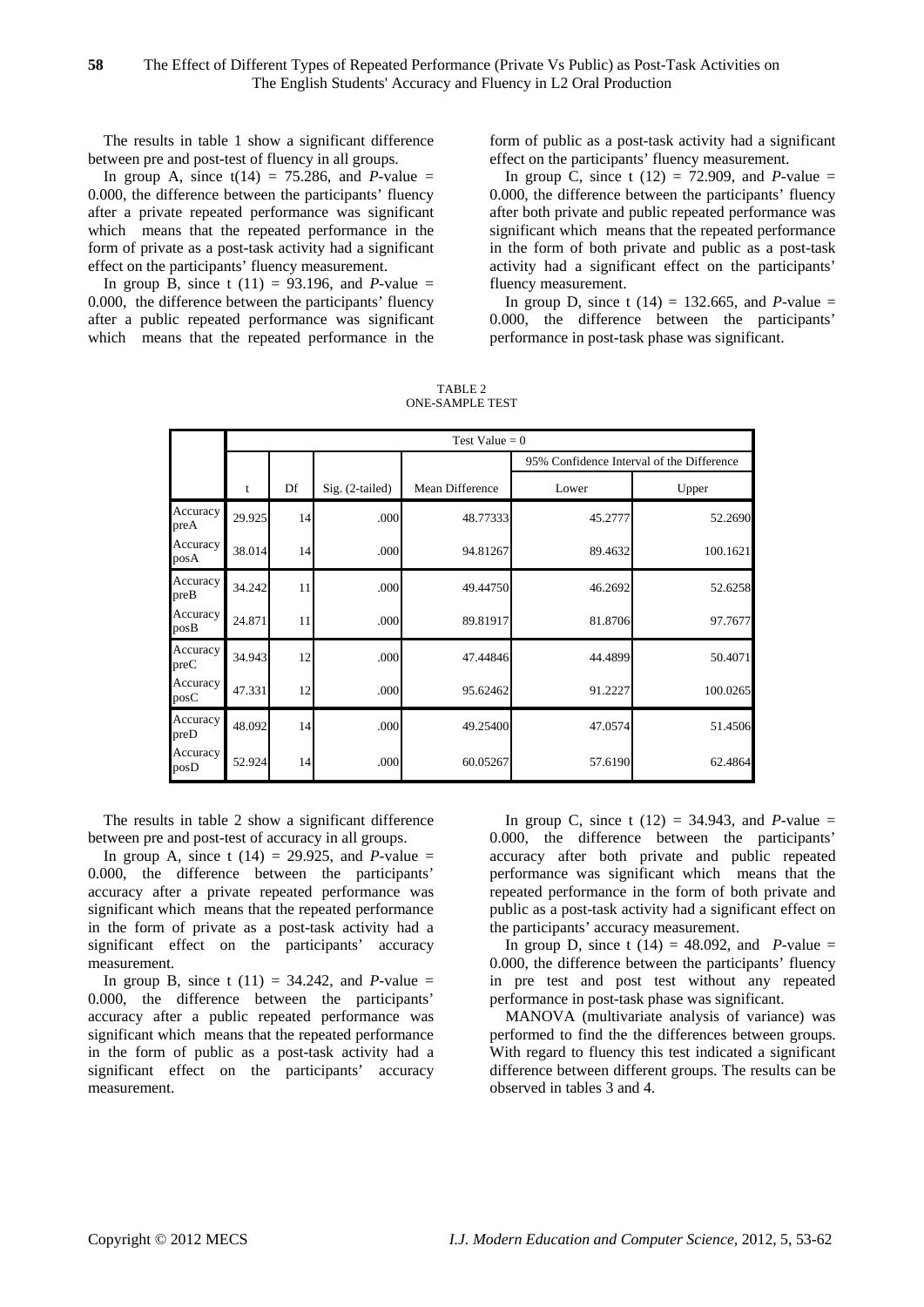The results in table 1 show a significant difference between pre and post-test of fluency in all groups.

In group A, since $t(14) = 75.286$, and *P*-value = 0.000, the difference between the participants' fluency after a private repeated performance was significant which means that the repeated performance in the form of private as a post-task activity had a significant effect on the participants' fluency measurement.

In group B, since $t(11) = 93.196$, and *P*-value = 0.000, the difference between the participants' fluency after a public repeated performance was significant which means that the repeated performance in the form of public as a post-task activity had a significant effect on the participants' fluency measurement.

In group C, since $t(12) = 72.909$, and *P*-value = 0.000, the difference between the participants' fluency after both private and public repeated performance was significant which means that the repeated performance in the form of both private and public as a post-task activity had a significant effect on the participants' fluency measurement.

In group D, since $t(14) = 132.665$, and *P*-value = 0.000, the difference between the participants' performance in post-task phase was significant.

TABLE 2
ONE-SAMPLE TEST

| | Test Value = 0 | | | | | |
|---|---|---|---|---|---|---|
| | | | | | 95% Confidence Interval of the Difference | |
| | t | Df | Sig. (2-tailed) | Mean Difference | Lower | Upper |
| Accuracy preA | 29.925 | 14 | .000 | 48.77333 | 45.2777 | 52.2690 |
| Accuracy posA | 38.014 | 14 | .000 | 94.81267 | 89.4632 | 100.1621 |
| Accuracy preB | 34.242 | 11 | .000 | 49.44750 | 46.2692 | 52.6258 |
| Accuracy posB | 24.871 | 11 | .000 | 89.81917 | 81.8706 | 97.7677 |
| Accuracy preC | 34.943 | 12 | .000 | 47.44846 | 44.4899 | 50.4071 |
| Accuracy posC | 47.331 | 12 | .000 | 95.62462 | 91.2227 | 100.0265 |
| Accuracy preD | 48.092 | 14 | .000 | 49.25400 | 47.0574 | 51.4506 |
| Accuracy posD | 52.924 | 14 | .000 | 60.05267 | 57.6190 | 62.4864 |

The results in table 2 show a significant difference between pre and post-test of accuracy in all groups.

In group A, since $t(14) = 29.925$, and *P*-value = 0.000, the difference between the participants' accuracy after a private repeated performance was significant which means that the repeated performance in the form of private as a post-task activity had a significant effect on the participants' accuracy measurement.

In group B, since $t(11) = 34.242$, and *P*-value = 0.000, the difference between the participants' accuracy after a public repeated performance was significant which means that the repeated performance in the form of public as a post-task activity had a significant effect on the participants' accuracy measurement.

In group C, since $t(12) = 34.943$, and *P*-value = 0.000, the difference between the participants' accuracy after both private and public repeated performance was significant which means that the repeated performance in the form of both private and public as a post-task activity had a significant effect on the participants' accuracy measurement.

In group D, since $t(14) = 48.092$, and *P*-value = 0.000, the difference between the participants' fluency in pre test and post test without any repeated performance in post-task phase was significant.

MANOVA (multivariate analysis of variance) was performed to find the the differences between groups. With regard to fluency this test indicated a significant difference between different groups. The results can be observed in tables 3 and 4.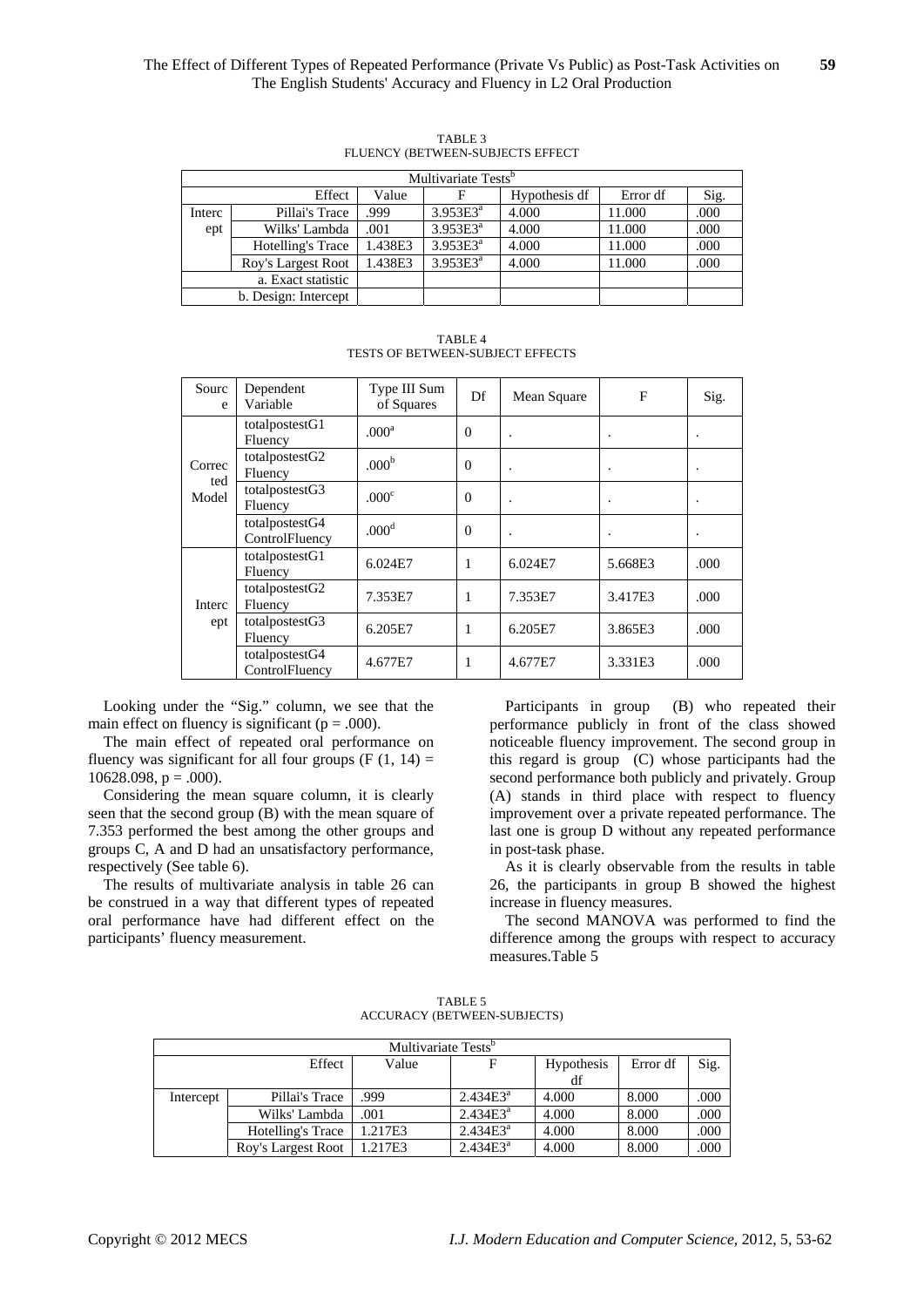TABLE 3
FLUENCY (BETWEEN-SUBJECTS EFFECT

| Multivariate Tests[b] | | | | | | |
|---|---|---|---|---|---|---|
| | Effect | Value | F | Hypothesis df | Error df | Sig. |
| Intercept | Pillai's Trace | .999 | 3.953E3[a] | 4.000 | 11.000 | .000 |
| | Wilks' Lambda | .001 | 3.953E3[a] | 4.000 | 11.000 | .000 |
| | Hotelling's Trace | 1.438E3 | 3.953E3[a] | 4.000 | 11.000 | .000 |
| | Roy's Largest Root | 1.438E3 | 3.953E3[a] | 4.000 | 11.000 | .000 |
| | a. Exact statistic | | | | | |
| | b. Design: Intercept | | | | | |

TABLE 4
TESTS OF BETWEEN-SUBJECT EFFECTS

| Source | Dependent Variable | Type III Sum of Squares | Df | Mean Square | F | Sig. |
|---|---|---|---|---|---|---|
| Corrected Model | totalpostestG1 Fluency | .000[a] | 0 | . | . | . |
| | totalpostestG2 Fluency | .000[b] | 0 | . | . | . |
| | totalpostestG3 Fluency | .000[c] | 0 | . | . | . |
| | totalpostestG4 ControlFluency | .000[d] | 0 | . | . | . |
| Intercept | totalpostestG1 Fluency | 6.024E7 | 1 | 6.024E7 | 5.668E3 | .000 |
| | totalpostestG2 Fluency | 7.353E7 | 1 | 7.353E7 | 3.417E3 | .000 |
| | totalpostestG3 Fluency | 6.205E7 | 1 | 6.205E7 | 3.865E3 | .000 |
| | totalpostestG4 ControlFluency | 4.677E7 | 1 | 4.677E7 | 3.331E3 | .000 |

Looking under the "Sig." column, we see that the main effect on fluency is significant (p = .000).

The main effect of repeated oral performance on fluency was significant for all four groups (F (1, 14) = 10628.098, p = .000).

Considering the mean square column, it is clearly seen that the second group (B) with the mean square of 7.353 performed the best among the other groups and groups C, A and D had an unsatisfactory performance, respectively (See table 6).

The results of multivariate analysis in table 26 can be construed in a way that different types of repeated oral performance have had different effect on the participants' fluency measurement.

Participants in group (B) who repeated their performance publicly in front of the class showed noticeable fluency improvement. The second group in this regard is group (C) whose participants had the second performance both publicly and privately. Group (A) stands in third place with respect to fluency improvement over a private repeated performance. The last one is group D without any repeated performance in post-task phase.

As it is clearly observable from the results in table 26, the participants in group B showed the highest increase in fluency measures.

The second MANOVA was performed to find the difference among the groups with respect to accuracy measures.Table 5

TABLE 5
ACCURACY (BETWEEN-SUBJECTS)

| Multivariate Tests[b] | | | | | | |
|---|---|---|---|---|---|---|
| | Effect | Value | F | Hypothesis df | Error df | Sig. |
| Intercept | Pillai's Trace | .999 | 2.434E3[a] | 4.000 | 8.000 | .000 |
| | Wilks' Lambda | .001 | 2.434E3[a] | 4.000 | 8.000 | .000 |
| | Hotelling's Trace | 1.217E3 | 2.434E3[a] | 4.000 | 8.000 | .000 |
| | Roy's Largest Root | 1.217E3 | 2.434E3[a] | 4.000 | 8.000 | .000 |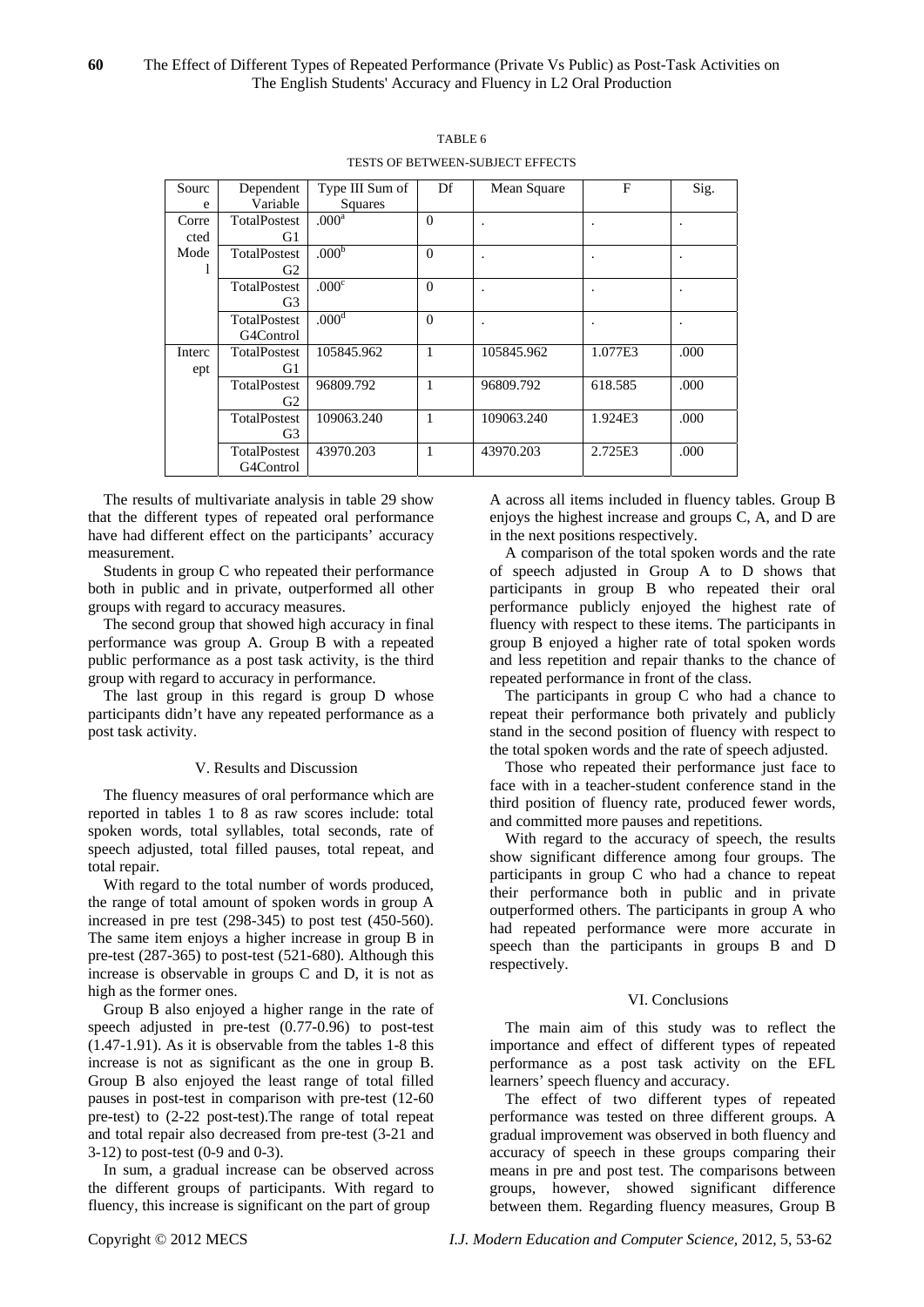TABLE 6

TESTS OF BETWEEN-SUBJECT EFFECTS

| Source | Dependent Variable | Type III Sum of Squares | Df | Mean Square | F | Sig. |
|---|---|---|---|---|---|---|
| Corrected Model | TotalPostest G1 | .000[a] | 0 | . | . | . |
| | TotalPostest G2 | .000[b] | 0 | . | . | . |
| | TotalPostest G3 | .000[c] | 0 | . | . | . |
| | TotalPostest G4Control | .000[d] | 0 | . | . | . |
| Intercept | TotalPostest G1 | 105845.962 | 1 | 105845.962 | 1.077E3 | .000 |
| | TotalPostest G2 | 96809.792 | 1 | 96809.792 | 618.585 | .000 |
| | TotalPostest G3 | 109063.240 | 1 | 109063.240 | 1.924E3 | .000 |
| | TotalPostest G4Control | 43970.203 | 1 | 43970.203 | 2.725E3 | .000 |

The results of multivariate analysis in table 29 show that the different types of repeated oral performance have had different effect on the participants' accuracy measurement.

Students in group C who repeated their performance both in public and in private, outperformed all other groups with regard to accuracy measures.

The second group that showed high accuracy in final performance was group A. Group B with a repeated public performance as a post task activity, is the third group with regard to accuracy in performance.

The last group in this regard is group D whose participants didn't have any repeated performance as a post task activity.

## V. Results and Discussion

The fluency measures of oral performance which are reported in tables 1 to 8 as raw scores include: total spoken words, total syllables, total seconds, rate of speech adjusted, total filled pauses, total repeat, and total repair.

With regard to the total number of words produced, the range of total amount of spoken words in group A increased in pre test (298-345) to post test (450-560). The same item enjoys a higher increase in group B in pre-test (287-365) to post-test (521-680). Although this increase is observable in groups C and D, it is not as high as the former ones.

Group B also enjoyed a higher range in the rate of speech adjusted in pre-test (0.77-0.96) to post-test (1.47-1.91). As it is observable from the tables 1-8 this increase is not as significant as the one in group B. Group B also enjoyed the least range of total filled pauses in post-test in comparison with pre-test (12-60 pre-test) to (2-22 post-test).The range of total repeat and total repair also decreased from pre-test (3-21 and 3-12) to post-test (0-9 and 0-3).

In sum, a gradual increase can be observed across the different groups of participants. With regard to fluency, this increase is significant on the part of group A across all items included in fluency tables. Group B enjoys the highest increase and groups C, A, and D are in the next positions respectively.

A comparison of the total spoken words and the rate of speech adjusted in Group A to D shows that participants in group B who repeated their oral performance publicly enjoyed the highest rate of fluency with respect to these items. The participants in group B enjoyed a higher rate of total spoken words and less repetition and repair thanks to the chance of repeated performance in front of the class.

The participants in group C who had a chance to repeat their performance both privately and publicly stand in the second position of fluency with respect to the total spoken words and the rate of speech adjusted.

Those who repeated their performance just face to face with in a teacher-student conference stand in the third position of fluency rate, produced fewer words, and committed more pauses and repetitions.

With regard to the accuracy of speech, the results show significant difference among four groups. The participants in group C who had a chance to repeat their performance both in public and in private outperformed others. The participants in group A who had repeated performance were more accurate in speech than the participants in groups B and D respectively.

## VI. Conclusions

The main aim of this study was to reflect the importance and effect of different types of repeated performance as a post task activity on the EFL learners' speech fluency and accuracy.

The effect of two different types of repeated performance was tested on three different groups. A gradual improvement was observed in both fluency and accuracy of speech in these groups comparing their means in pre and post test. The comparisons between groups, however, showed significant difference between them. Regarding fluency measures, Group B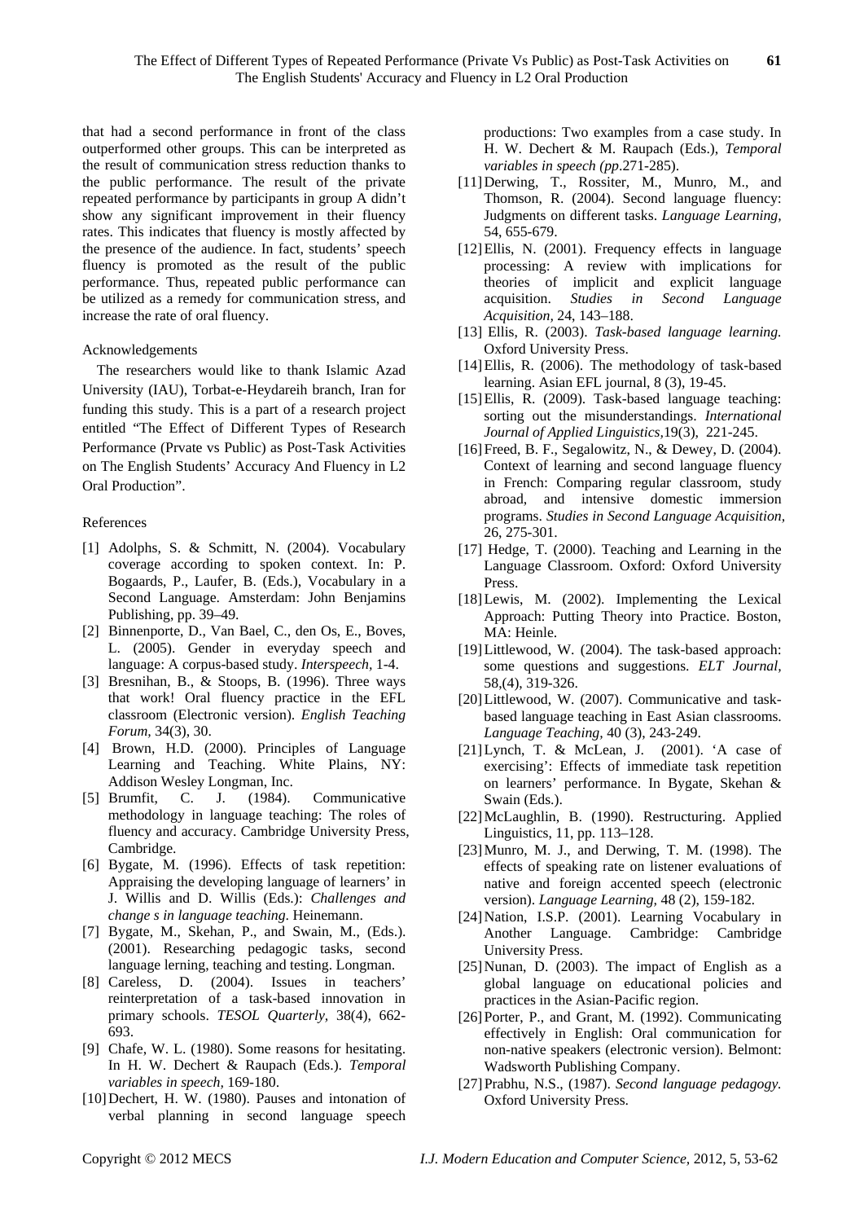that had a second performance in front of the class outperformed other groups. This can be interpreted as the result of communication stress reduction thanks to the public performance. The result of the private repeated performance by participants in group A didn't show any significant improvement in their fluency rates. This indicates that fluency is mostly affected by the presence of the audience. In fact, students' speech fluency is promoted as the result of the public performance. Thus, repeated public performance can be utilized as a remedy for communication stress, and increase the rate of oral fluency.

## Acknowledgements

The researchers would like to thank Islamic Azad University (IAU), Torbat-e-Heydareih branch, Iran for funding this study. This is a part of a research project entitled "The Effect of Different Types of Research Performance (Prvate vs Public) as Post-Task Activities on The English Students' Accuracy And Fluency in L2 Oral Production".

## References

[1] Adolphs, S. & Schmitt, N. (2004). Vocabulary coverage according to spoken context. In: P. Bogaards, P., Laufer, B. (Eds.), Vocabulary in a Second Language. Amsterdam: John Benjamins Publishing, pp. 39–49.

[2] Binnenporte, D., Van Bael, C., den Os, E., Boves, L. (2005). Gender in everyday speech and language: A corpus-based study. *Interspeech*, 1-4.

[3] Bresnihan, B., & Stoops, B. (1996). Three ways that work! Oral fluency practice in the EFL classroom (Electronic version). *English Teaching Forum*, 34(3), 30.

[4] Brown, H.D. (2000). Principles of Language Learning and Teaching. White Plains, NY: Addison Wesley Longman, Inc.

[5] Brumfit, C. J. (1984). Communicative methodology in language teaching: The roles of fluency and accuracy. Cambridge University Press, Cambridge.

[6] Bygate, M. (1996). Effects of task repetition: Appraising the developing language of learners' in J. Willis and D. Willis (Eds.): *Challenges and change s in language teaching*. Heinemann.

[7] Bygate, M., Skehan, P., and Swain, M., (Eds.). (2001). Researching pedagogic tasks, second language lerning, teaching and testing. Longman.

[8] Careless, D. (2004). Issues in teachers' reinterpretation of a task-based innovation in primary schools. *TESOL Quarterly*, 38(4), 662-693.

[9] Chafe, W. L. (1980). Some reasons for hesitating. In H. W. Dechert & Raupach (Eds.). *Temporal variables in speech*, 169-180.

[10] Dechert, H. W. (1980). Pauses and intonation of verbal planning in second language speech productions: Two examples from a case study. In H. W. Dechert & M. Raupach (Eds.), *Temporal variables in speech (pp*.271-285).

[11] Derwing, T., Rossiter, M., Munro, M., and Thomson, R. (2004). Second language fluency: Judgments on different tasks. *Language Learning*, 54, 655-679.

[12] Ellis, N. (2001). Frequency effects in language processing: A review with implications for theories of implicit and explicit language acquisition. *Studies in Second Language Acquisition*, 24, 143–188.

[13] Ellis, R. (2003). *Task-based language learning*. Oxford University Press.

[14] Ellis, R. (2006). The methodology of task-based learning. Asian EFL journal, 8 (3), 19-45.

[15] Ellis, R. (2009). Task-based language teaching: sorting out the misunderstandings. *International Journal of Applied Linguistics*,19(3), 221-245.

[16] Freed, B. F., Segalowitz, N., & Dewey, D. (2004). Context of learning and second language fluency in French: Comparing regular classroom, study abroad, and intensive domestic immersion programs. *Studies in Second Language Acquisition*, 26, 275-301.

[17] Hedge, T. (2000). Teaching and Learning in the Language Classroom. Oxford: Oxford University Press.

[18] Lewis, M. (2002). Implementing the Lexical Approach: Putting Theory into Practice. Boston, MA: Heinle.

[19] Littlewood, W. (2004). The task-based approach: some questions and suggestions. *ELT Journal*, 58,(4), 319-326.

[20] Littlewood, W. (2007). Communicative and task-based language teaching in East Asian classrooms. *Language Teaching*, 40 (3), 243-249.

[21] Lynch, T. & McLean, J. (2001). 'A case of exercising': Effects of immediate task repetition on learners' performance. In Bygate, Skehan & Swain (Eds.).

[22] McLaughlin, B. (1990). Restructuring. Applied Linguistics, 11, pp. 113–128.

[23] Munro, M. J., and Derwing, T. M. (1998). The effects of speaking rate on listener evaluations of native and foreign accented speech (electronic version). *Language Learning*, 48 (2), 159-182.

[24] Nation, I.S.P. (2001). Learning Vocabulary in Another Language. Cambridge: Cambridge University Press.

[25] Nunan, D. (2003). The impact of English as a global language on educational policies and practices in the Asian-Pacific region.

[26] Porter, P., and Grant, M. (1992). Communicating effectively in English: Oral communication for non-native speakers (electronic version). Belmont: Wadsworth Publishing Company.

[27] Prabhu, N.S., (1987). *Second language pedagogy*. Oxford University Press.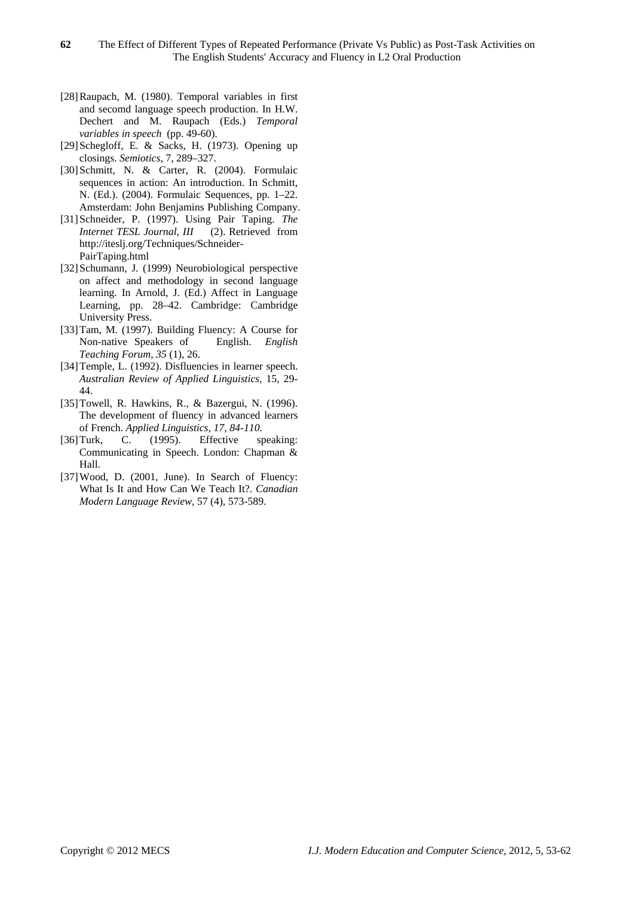[28] Raupach, M. (1980). Temporal variables in first and secomd language speech production. In H.W. Dechert and M. Raupach (Eds.) *Temporal variables in speech* (pp. 49-60).

[29] Schegloff, E. & Sacks, H. (1973). Opening up closings. *Semiotics*, 7, 289–327.

[30] Schmitt, N. & Carter, R. (2004). Formulaic sequences in action: An introduction. In Schmitt, N. (Ed.). (2004). Formulaic Sequences, pp. 1–22. Amsterdam: John Benjamins Publishing Company.

[31] Schneider, P. (1997). Using Pair Taping. *The Internet TESL Journal, III* (2). Retrieved from http://iteslj.org/Techniques/Schneider-PairTaping.html

[32] Schumann, J. (1999) Neurobiological perspective on affect and methodology in second language learning. In Arnold, J. (Ed.) Affect in Language Learning, pp. 28–42. Cambridge: Cambridge University Press.

[33] Tam, M. (1997). Building Fluency: A Course for Non-native Speakers of English. *English Teaching Forum, 35* (1), 26.

[34] Temple, L. (1992). Disfluencies in learner speech. *Australian Review of Applied Linguistics*, 15, 29-44.

[35] Towell, R. Hawkins, R., & Bazergui, N. (1996). The development of fluency in advanced learners of French. *Applied Linguistics, 17, 84-110.*

[36] Turk, C. (1995). Effective speaking: Communicating in Speech. London: Chapman & Hall.

[37] Wood, D. (2001, June). In Search of Fluency: What Is It and How Can We Teach It?. *Canadian Modern Language Review*, 57 (4), 573-589.